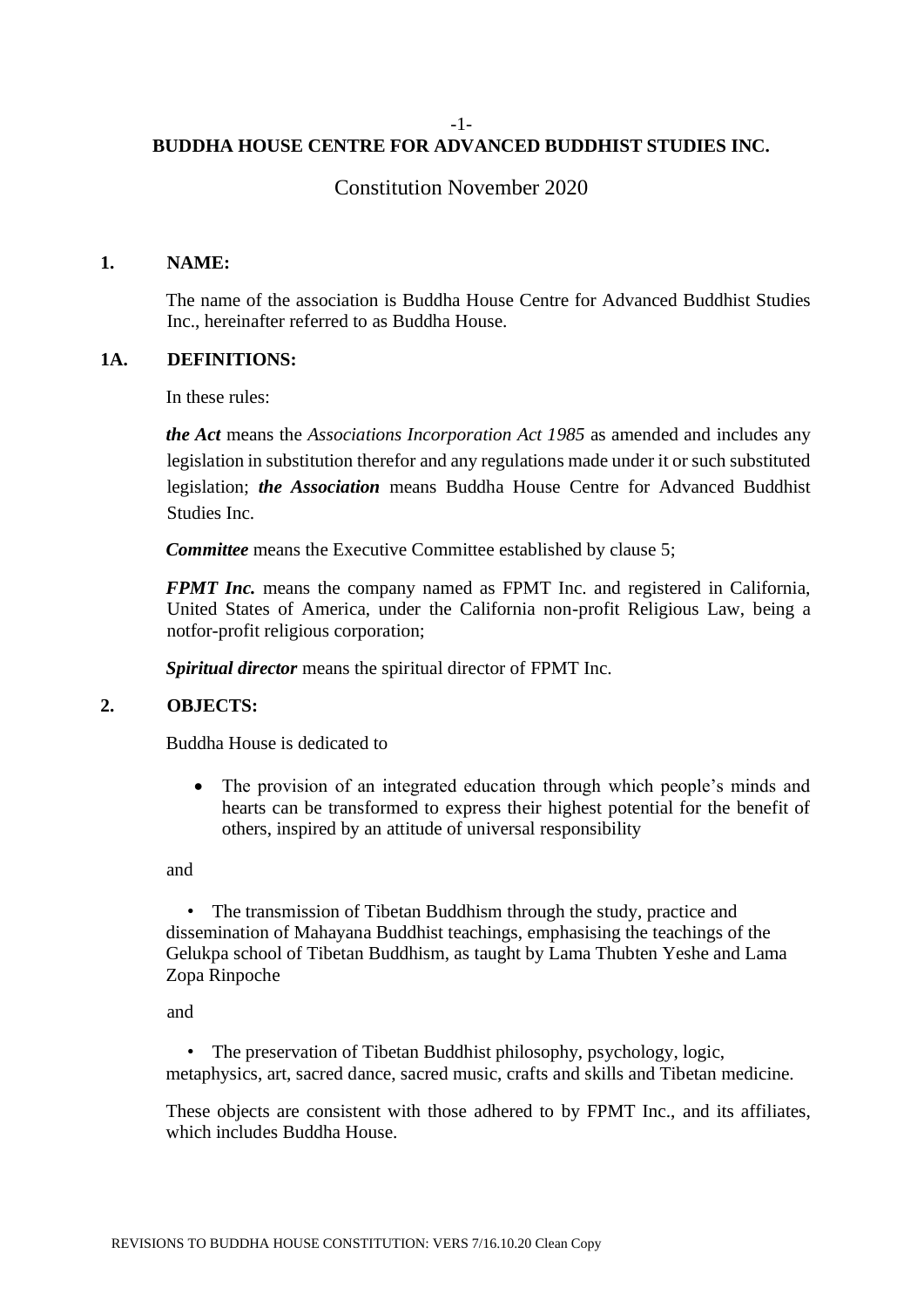# BUDDHA HOUSE CENTRE FOR ADVANCED BUDDHIST STUDIES INC.

Constitution November 2020

## 1. NAME:

The name of the association is Buddha House Centre for Advanced Buddhist Studies Inc., hereinafter referred to as Buddha House.

## 1A. DEFINITIONS:

In these rules:

***the Act*** means the *Associations Incorporation Act 1985* as amended and includes any legislation in substitution therefor and any regulations made under it or such substituted legislation; ***the Association*** means Buddha House Centre for Advanced Buddhist Studies Inc.

***Committee*** means the Executive Committee established by clause 5;

***FPMT Inc.*** means the company named as FPMT Inc. and registered in California, United States of America, under the California non-profit Religious Law, being a notfor-profit religious corporation;

***Spiritual director*** means the spiritual director of FPMT Inc.

## 2. OBJECTS:

Buddha House is dedicated to

- The provision of an integrated education through which people's minds and hearts can be transformed to express their highest potential for the benefit of others, inspired by an attitude of universal responsibility

and

- The transmission of Tibetan Buddhism through the study, practice and dissemination of Mahayana Buddhist teachings, emphasising the teachings of the Gelukpa school of Tibetan Buddhism, as taught by Lama Thubten Yeshe and Lama Zopa Rinpoche

and

- The preservation of Tibetan Buddhist philosophy, psychology, logic, metaphysics, art, sacred dance, sacred music, crafts and skills and Tibetan medicine.

These objects are consistent with those adhered to by FPMT Inc., and its affiliates, which includes Buddha House.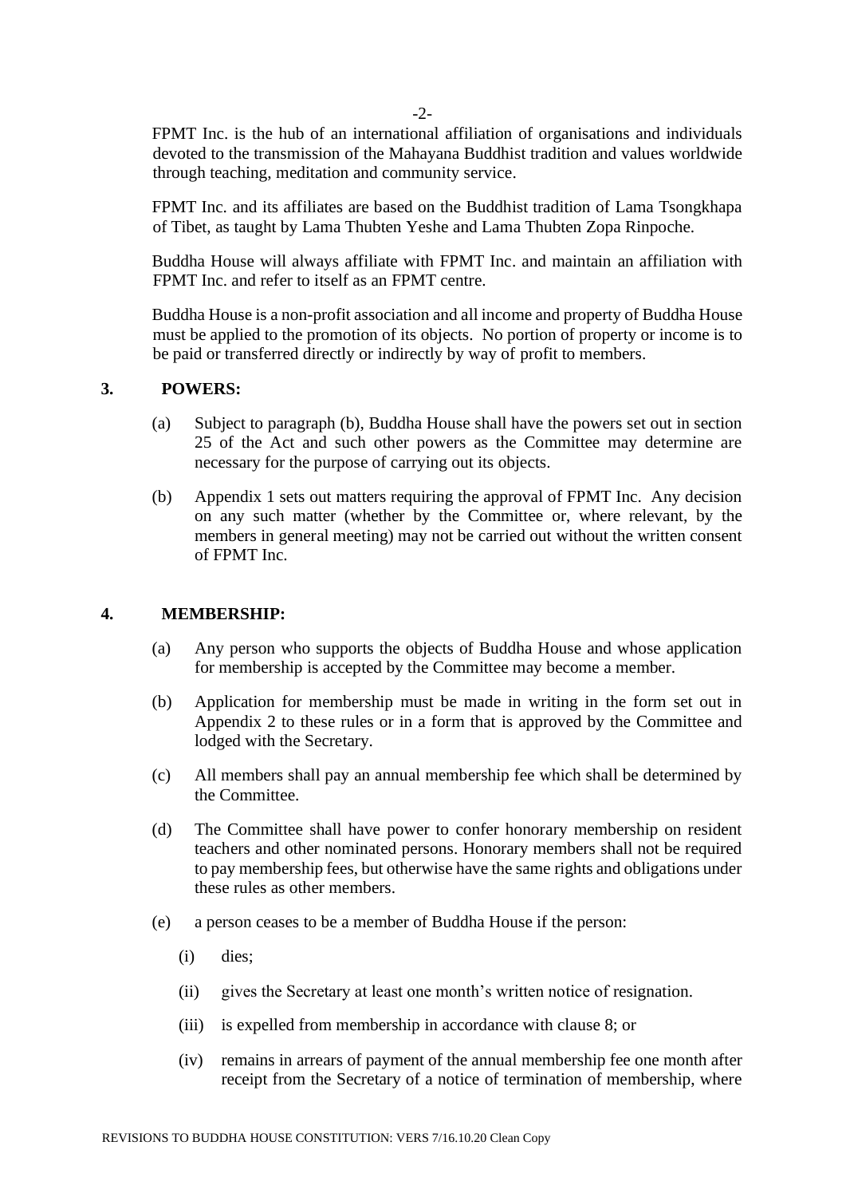FPMT Inc. is the hub of an international affiliation of organisations and individuals devoted to the transmission of the Mahayana Buddhist tradition and values worldwide through teaching, meditation and community service.

FPMT Inc. and its affiliates are based on the Buddhist tradition of Lama Tsongkhapa of Tibet, as taught by Lama Thubten Yeshe and Lama Thubten Zopa Rinpoche.

Buddha House will always affiliate with FPMT Inc. and maintain an affiliation with FPMT Inc. and refer to itself as an FPMT centre.

Buddha House is a non-profit association and all income and property of Buddha House must be applied to the promotion of its objects. No portion of property or income is to be paid or transferred directly or indirectly by way of profit to members.

## 3. POWERS:

(a) Subject to paragraph (b), Buddha House shall have the powers set out in section 25 of the Act and such other powers as the Committee may determine are necessary for the purpose of carrying out its objects.

(b) Appendix 1 sets out matters requiring the approval of FPMT Inc. Any decision on any such matter (whether by the Committee or, where relevant, by the members in general meeting) may not be carried out without the written consent of FPMT Inc.

## 4. MEMBERSHIP:

(a) Any person who supports the objects of Buddha House and whose application for membership is accepted by the Committee may become a member.

(b) Application for membership must be made in writing in the form set out in Appendix 2 to these rules or in a form that is approved by the Committee and lodged with the Secretary.

(c) All members shall pay an annual membership fee which shall be determined by the Committee.

(d) The Committee shall have power to confer honorary membership on resident teachers and other nominated persons. Honorary members shall not be required to pay membership fees, but otherwise have the same rights and obligations under these rules as other members.

(e) a person ceases to be a member of Buddha House if the person:

   (i) dies;

   (ii) gives the Secretary at least one month's written notice of resignation.

   (iii) is expelled from membership in accordance with clause 8; or

   (iv) remains in arrears of payment of the annual membership fee one month after receipt from the Secretary of a notice of termination of membership, where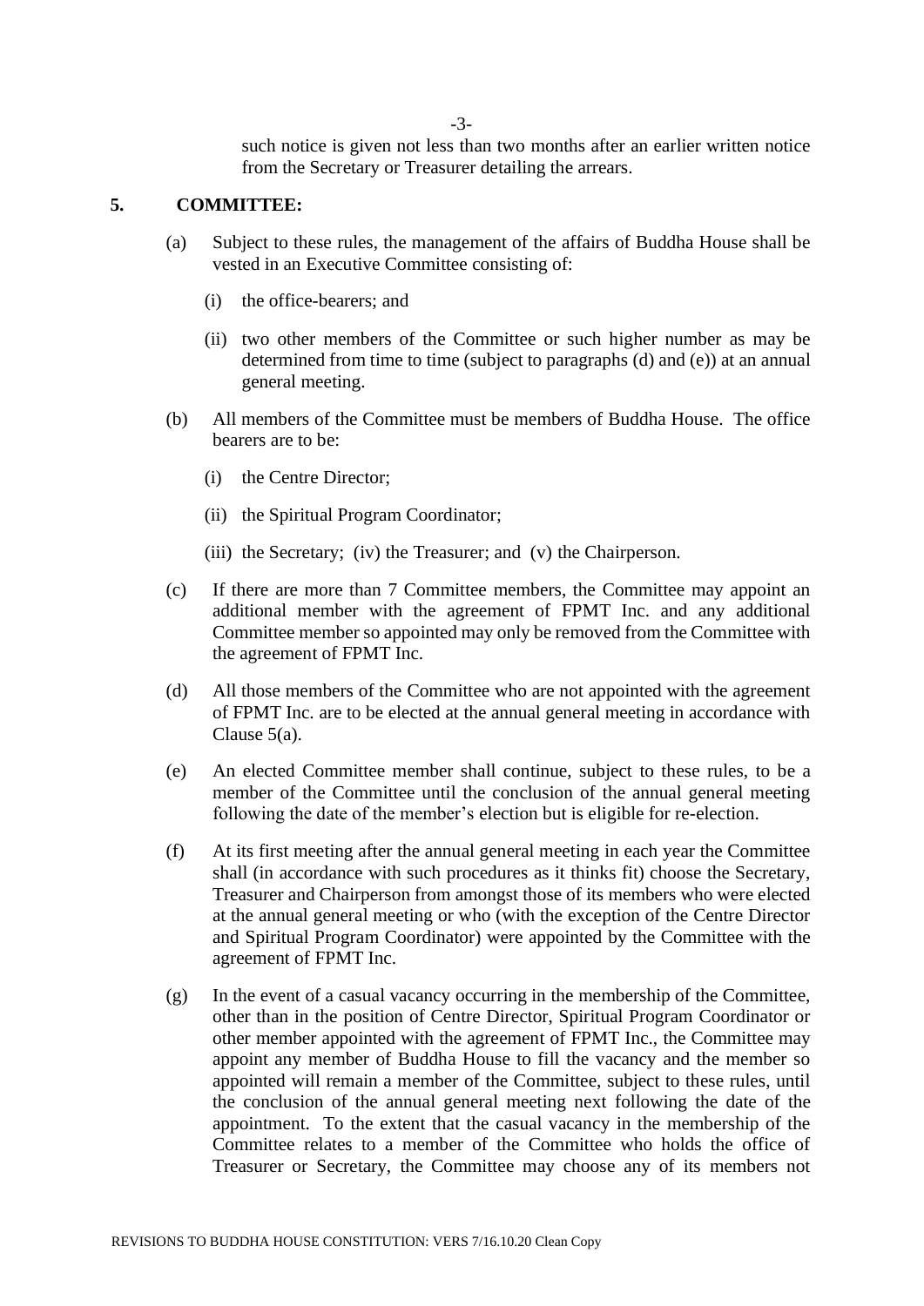such notice is given not less than two months after an earlier written notice from the Secretary or Treasurer detailing the arrears.

## 5. COMMITTEE:

(a) Subject to these rules, the management of the affairs of Buddha House shall be vested in an Executive Committee consisting of:

(i) the office-bearers; and

(ii) two other members of the Committee or such higher number as may be determined from time to time (subject to paragraphs (d) and (e)) at an annual general meeting.

(b) All members of the Committee must be members of Buddha House. The office bearers are to be:

(i) the Centre Director;

(ii) the Spiritual Program Coordinator;

(iii) the Secretary; (iv) the Treasurer; and (v) the Chairperson.

(c) If there are more than 7 Committee members, the Committee may appoint an additional member with the agreement of FPMT Inc. and any additional Committee member so appointed may only be removed from the Committee with the agreement of FPMT Inc.

(d) All those members of the Committee who are not appointed with the agreement of FPMT Inc. are to be elected at the annual general meeting in accordance with Clause 5(a).

(e) An elected Committee member shall continue, subject to these rules, to be a member of the Committee until the conclusion of the annual general meeting following the date of the member's election but is eligible for re-election.

(f) At its first meeting after the annual general meeting in each year the Committee shall (in accordance with such procedures as it thinks fit) choose the Secretary, Treasurer and Chairperson from amongst those of its members who were elected at the annual general meeting or who (with the exception of the Centre Director and Spiritual Program Coordinator) were appointed by the Committee with the agreement of FPMT Inc.

(g) In the event of a casual vacancy occurring in the membership of the Committee, other than in the position of Centre Director, Spiritual Program Coordinator or other member appointed with the agreement of FPMT Inc., the Committee may appoint any member of Buddha House to fill the vacancy and the member so appointed will remain a member of the Committee, subject to these rules, until the conclusion of the annual general meeting next following the date of the appointment. To the extent that the casual vacancy in the membership of the Committee relates to a member of the Committee who holds the office of Treasurer or Secretary, the Committee may choose any of its members not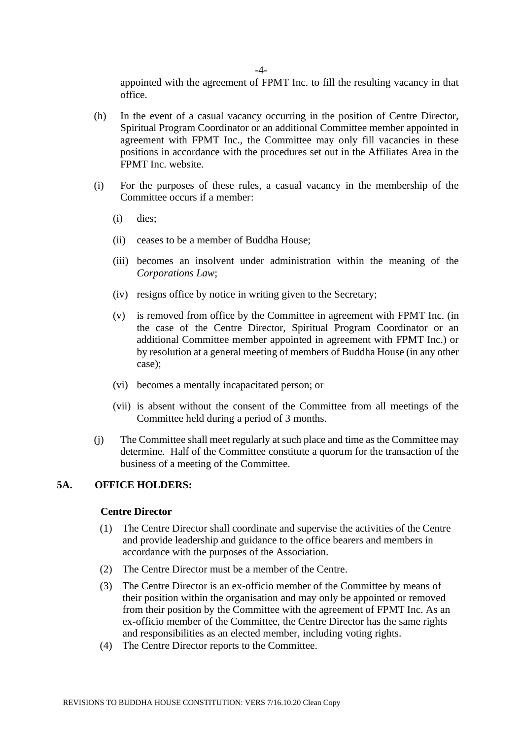appointed with the agreement of FPMT Inc. to fill the resulting vacancy in that office.

(h) In the event of a casual vacancy occurring in the position of Centre Director, Spiritual Program Coordinator or an additional Committee member appointed in agreement with FPMT Inc., the Committee may only fill vacancies in these positions in accordance with the procedures set out in the Affiliates Area in the FPMT Inc. website.

(i) For the purposes of these rules, a casual vacancy in the membership of the Committee occurs if a member:

   (i) dies;

   (ii) ceases to be a member of Buddha House;

   (iii) becomes an insolvent under administration within the meaning of the *Corporations Law*;

   (iv) resigns office by notice in writing given to the Secretary;

   (v) is removed from office by the Committee in agreement with FPMT Inc. (in the case of the Centre Director, Spiritual Program Coordinator or an additional Committee member appointed in agreement with FPMT Inc.) or by resolution at a general meeting of members of Buddha House (in any other case);

   (vi) becomes a mentally incapacitated person; or

   (vii) is absent without the consent of the Committee from all meetings of the Committee held during a period of 3 months.

(j) The Committee shall meet regularly at such place and time as the Committee may determine. Half of the Committee constitute a quorum for the transaction of the business of a meeting of the Committee.

## 5A. OFFICE HOLDERS:

**Centre Director**

(1) The Centre Director shall coordinate and supervise the activities of the Centre and provide leadership and guidance to the office bearers and members in accordance with the purposes of the Association.

(2) The Centre Director must be a member of the Centre.

(3) The Centre Director is an ex-officio member of the Committee by means of their position within the organisation and may only be appointed or removed from their position by the Committee with the agreement of FPMT Inc. As an ex-officio member of the Committee, the Centre Director has the same rights and responsibilities as an elected member, including voting rights.

(4) The Centre Director reports to the Committee.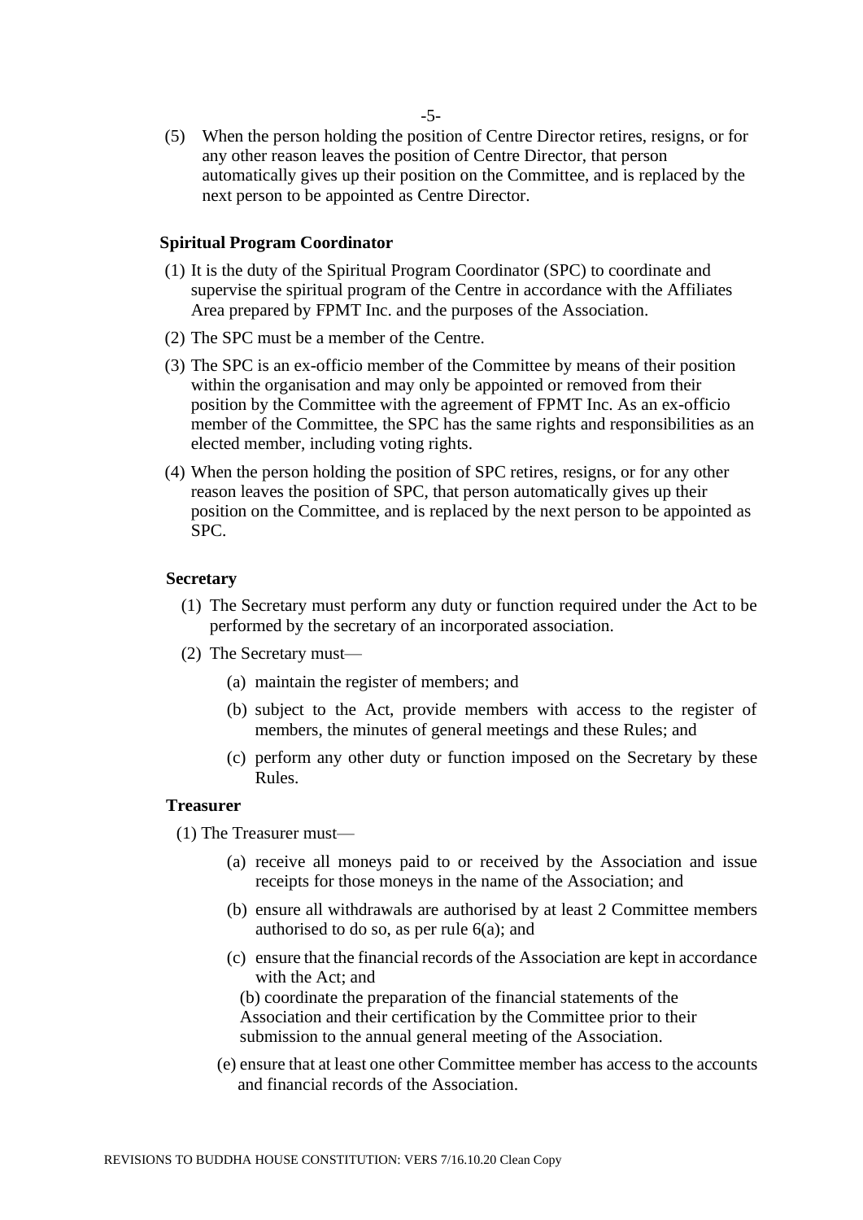(5) When the person holding the position of Centre Director retires, resigns, or for any other reason leaves the position of Centre Director, that person automatically gives up their position on the Committee, and is replaced by the next person to be appointed as Centre Director.

**Spiritual Program Coordinator**

(1) It is the duty of the Spiritual Program Coordinator (SPC) to coordinate and supervise the spiritual program of the Centre in accordance with the Affiliates Area prepared by FPMT Inc. and the purposes of the Association.

(2) The SPC must be a member of the Centre.

(3) The SPC is an ex-officio member of the Committee by means of their position within the organisation and may only be appointed or removed from their position by the Committee with the agreement of FPMT Inc. As an ex-officio member of the Committee, the SPC has the same rights and responsibilities as an elected member, including voting rights.

(4) When the person holding the position of SPC retires, resigns, or for any other reason leaves the position of SPC, that person automatically gives up their position on the Committee, and is replaced by the next person to be appointed as SPC.

**Secretary**

(1) The Secretary must perform any duty or function required under the Act to be performed by the secretary of an incorporated association.

(2) The Secretary must—

(a) maintain the register of members; and

(b) subject to the Act, provide members with access to the register of members, the minutes of general meetings and these Rules; and

(c) perform any other duty or function imposed on the Secretary by these Rules.

**Treasurer**

(1) The Treasurer must—

(a) receive all moneys paid to or received by the Association and issue receipts for those moneys in the name of the Association; and

(b) ensure all withdrawals are authorised by at least 2 Committee members authorised to do so, as per rule 6(a); and

(c) ensure that the financial records of the Association are kept in accordance with the Act; and

(b) coordinate the preparation of the financial statements of the Association and their certification by the Committee prior to their submission to the annual general meeting of the Association.

(e) ensure that at least one other Committee member has access to the accounts and financial records of the Association.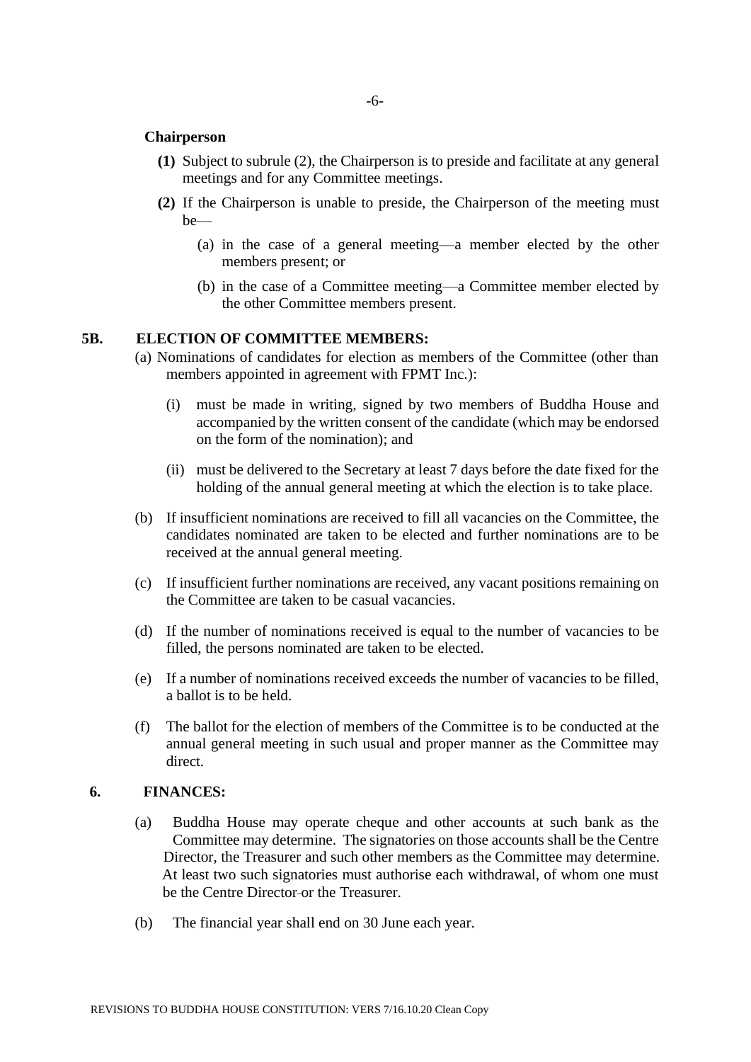**Chairperson**

**(1)** Subject to subrule (2), the Chairperson is to preside and facilitate at any general meetings and for any Committee meetings.

**(2)** If the Chairperson is unable to preside, the Chairperson of the meeting must be—

(a) in the case of a general meeting—a member elected by the other members present; or

(b) in the case of a Committee meeting—a Committee member elected by the other Committee members present.

## 5B. ELECTION OF COMMITTEE MEMBERS:

(a) Nominations of candidates for election as members of the Committee (other than members appointed in agreement with FPMT Inc.):

(i) must be made in writing, signed by two members of Buddha House and accompanied by the written consent of the candidate (which may be endorsed on the form of the nomination); and

(ii) must be delivered to the Secretary at least 7 days before the date fixed for the holding of the annual general meeting at which the election is to take place.

(b) If insufficient nominations are received to fill all vacancies on the Committee, the candidates nominated are taken to be elected and further nominations are to be received at the annual general meeting.

(c) If insufficient further nominations are received, any vacant positions remaining on the Committee are taken to be casual vacancies.

(d) If the number of nominations received is equal to the number of vacancies to be filled, the persons nominated are taken to be elected.

(e) If a number of nominations received exceeds the number of vacancies to be filled, a ballot is to be held.

(f) The ballot for the election of members of the Committee is to be conducted at the annual general meeting in such usual and proper manner as the Committee may direct.

## 6. FINANCES:

(a) Buddha House may operate cheque and other accounts at such bank as the Committee may determine. The signatories on those accounts shall be the Centre Director, the Treasurer and such other members as the Committee may determine. At least two such signatories must authorise each withdrawal, of whom one must be the Centre Director or the Treasurer.

(b) The financial year shall end on 30 June each year.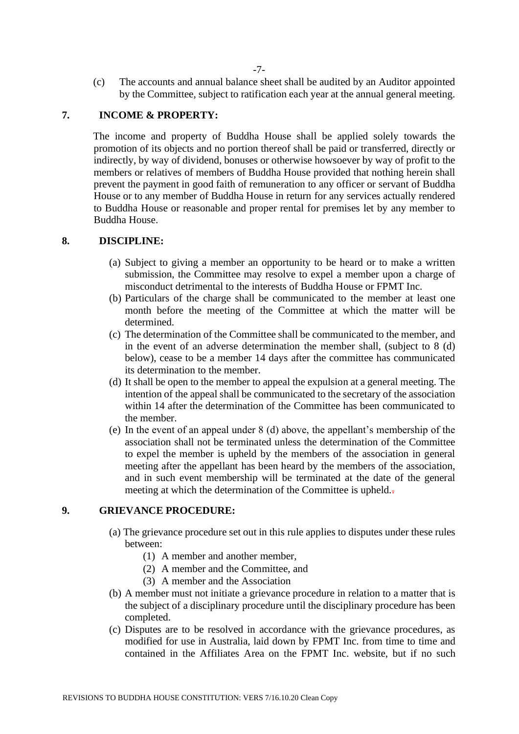(c) The accounts and annual balance sheet shall be audited by an Auditor appointed by the Committee, subject to ratification each year at the annual general meeting.

## 7. INCOME & PROPERTY:

The income and property of Buddha House shall be applied solely towards the promotion of its objects and no portion thereof shall be paid or transferred, directly or indirectly, by way of dividend, bonuses or otherwise howsoever by way of profit to the members or relatives of members of Buddha House provided that nothing herein shall prevent the payment in good faith of remuneration to any officer or servant of Buddha House or to any member of Buddha House in return for any services actually rendered to Buddha House or reasonable and proper rental for premises let by any member to Buddha House.

## 8. DISCIPLINE:

(a) Subject to giving a member an opportunity to be heard or to make a written submission, the Committee may resolve to expel a member upon a charge of misconduct detrimental to the interests of Buddha House or FPMT Inc.

(b) Particulars of the charge shall be communicated to the member at least one month before the meeting of the Committee at which the matter will be determined.

(c) The determination of the Committee shall be communicated to the member, and in the event of an adverse determination the member shall, (subject to 8 (d) below), cease to be a member 14 days after the committee has communicated its determination to the member.

(d) It shall be open to the member to appeal the expulsion at a general meeting. The intention of the appeal shall be communicated to the secretary of the association within 14 after the determination of the Committee has been communicated to the member.

(e) In the event of an appeal under 8 (d) above, the appellant's membership of the association shall not be terminated unless the determination of the Committee to expel the member is upheld by the members of the association in general meeting after the appellant has been heard by the members of the association, and in such event membership will be terminated at the date of the general meeting at which the determination of the Committee is upheld.

## 9. GRIEVANCE PROCEDURE:

(a) The grievance procedure set out in this rule applies to disputes under these rules between:

   (1) A member and another member,
   (2) A member and the Committee, and
   (3) A member and the Association

(b) A member must not initiate a grievance procedure in relation to a matter that is the subject of a disciplinary procedure until the disciplinary procedure has been completed.

(c) Disputes are to be resolved in accordance with the grievance procedures, as modified for use in Australia, laid down by FPMT Inc. from time to time and contained in the Affiliates Area on the FPMT Inc. website, but if no such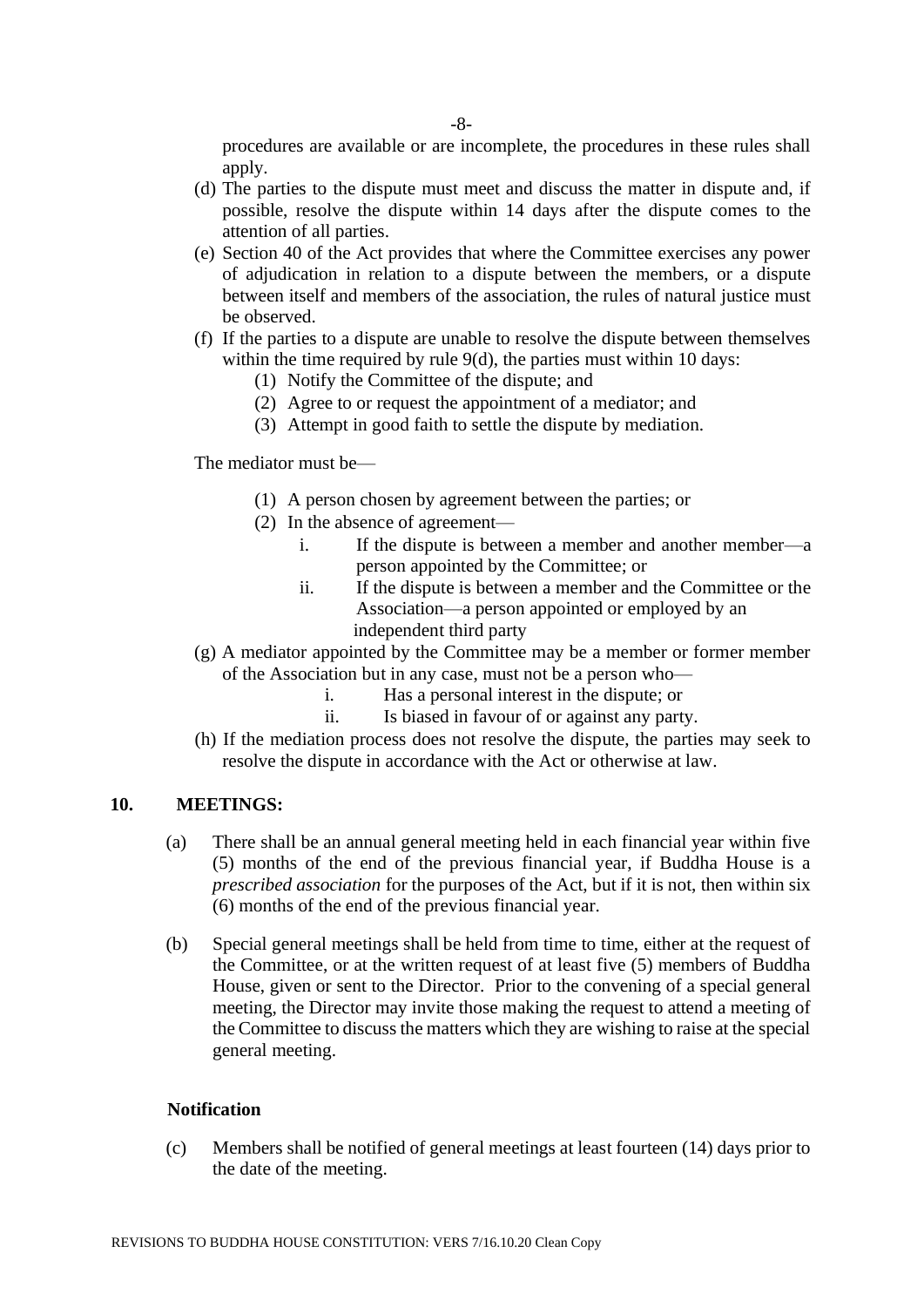procedures are available or are incomplete, the procedures in these rules shall apply.

(d) The parties to the dispute must meet and discuss the matter in dispute and, if possible, resolve the dispute within 14 days after the dispute comes to the attention of all parties.

(e) Section 40 of the Act provides that where the Committee exercises any power of adjudication in relation to a dispute between the members, or a dispute between itself and members of the association, the rules of natural justice must be observed.

(f) If the parties to a dispute are unable to resolve the dispute between themselves within the time required by rule 9(d), the parties must within 10 days:

   (1) Notify the Committee of the dispute; and
   (2) Agree to or request the appointment of a mediator; and
   (3) Attempt in good faith to settle the dispute by mediation.

The mediator must be—

   (1) A person chosen by agreement between the parties; or
   (2) In the absence of agreement—
      i. If the dispute is between a member and another member—a person appointed by the Committee; or
      ii. If the dispute is between a member and the Committee or the Association—a person appointed or employed by an independent third party

(g) A mediator appointed by the Committee may be a member or former member of the Association but in any case, must not be a person who—
   i. Has a personal interest in the dispute; or
   ii. Is biased in favour of or against any party.

(h) If the mediation process does not resolve the dispute, the parties may seek to resolve the dispute in accordance with the Act or otherwise at law.

## 10. MEETINGS:

(a) There shall be an annual general meeting held in each financial year within five (5) months of the end of the previous financial year, if Buddha House is a *prescribed association* for the purposes of the Act, but if it is not, then within six (6) months of the end of the previous financial year.

(b) Special general meetings shall be held from time to time, either at the request of the Committee, or at the written request of at least five (5) members of Buddha House, given or sent to the Director. Prior to the convening of a special general meeting, the Director may invite those making the request to attend a meeting of the Committee to discuss the matters which they are wishing to raise at the special general meeting.

### Notification

(c) Members shall be notified of general meetings at least fourteen (14) days prior to the date of the meeting.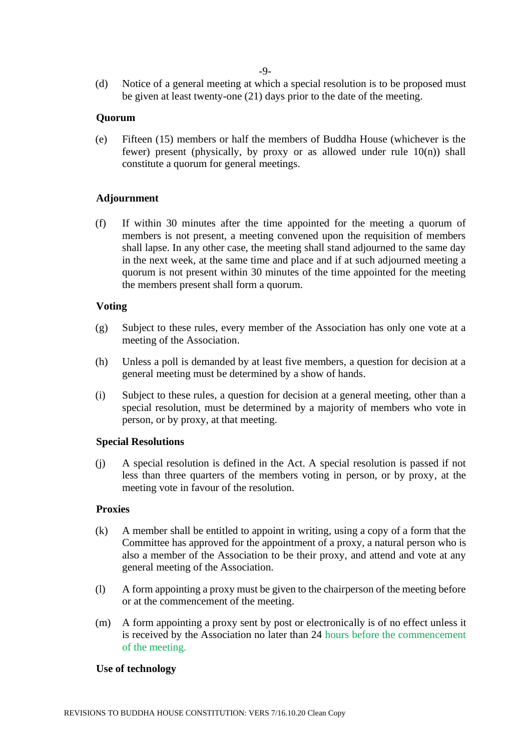(d) Notice of a general meeting at which a special resolution is to be proposed must be given at least twenty-one (21) days prior to the date of the meeting.

**Quorum**

(e) Fifteen (15) members or half the members of Buddha House (whichever is the fewer) present (physically, by proxy or as allowed under rule 10(n)) shall constitute a quorum for general meetings.

**Adjournment**

(f) If within 30 minutes after the time appointed for the meeting a quorum of members is not present, a meeting convened upon the requisition of members shall lapse. In any other case, the meeting shall stand adjourned to the same day in the next week, at the same time and place and if at such adjourned meeting a quorum is not present within 30 minutes of the time appointed for the meeting the members present shall form a quorum.

**Voting**

(g) Subject to these rules, every member of the Association has only one vote at a meeting of the Association.

(h) Unless a poll is demanded by at least five members, a question for decision at a general meeting must be determined by a show of hands.

(i) Subject to these rules, a question for decision at a general meeting, other than a special resolution, must be determined by a majority of members who vote in person, or by proxy, at that meeting.

**Special Resolutions**

(j) A special resolution is defined in the Act. A special resolution is passed if not less than three quarters of the members voting in person, or by proxy, at the meeting vote in favour of the resolution.

**Proxies**

(k) A member shall be entitled to appoint in writing, using a copy of a form that the Committee has approved for the appointment of a proxy, a natural person who is also a member of the Association to be their proxy, and attend and vote at any general meeting of the Association.

(l) A form appointing a proxy must be given to the chairperson of the meeting before or at the commencement of the meeting.

(m) A form appointing a proxy sent by post or electronically is of no effect unless it is received by the Association no later than 24 hours before the commencement of the meeting.

**Use of technology**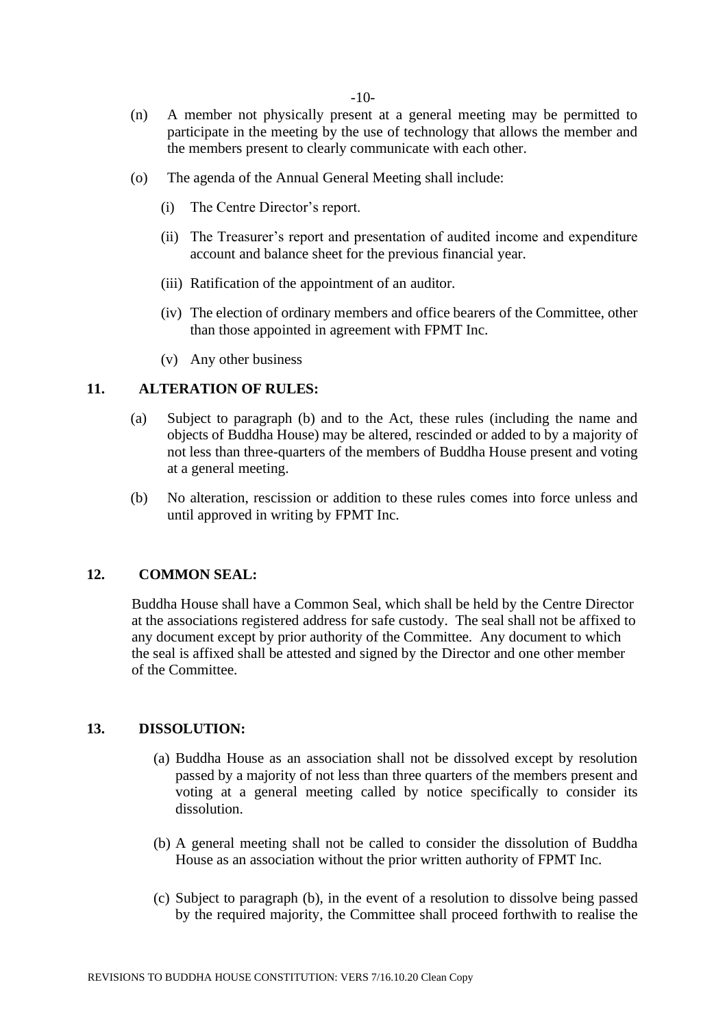(n) A member not physically present at a general meeting may be permitted to participate in the meeting by the use of technology that allows the member and the members present to clearly communicate with each other.

(o) The agenda of the Annual General Meeting shall include:

(i) The Centre Director's report.

(ii) The Treasurer's report and presentation of audited income and expenditure account and balance sheet for the previous financial year.

(iii) Ratification of the appointment of an auditor.

(iv) The election of ordinary members and office bearers of the Committee, other than those appointed in agreement with FPMT Inc.

(v) Any other business

## 11. ALTERATION OF RULES:

(a) Subject to paragraph (b) and to the Act, these rules (including the name and objects of Buddha House) may be altered, rescinded or added to by a majority of not less than three-quarters of the members of Buddha House present and voting at a general meeting.

(b) No alteration, rescission or addition to these rules comes into force unless and until approved in writing by FPMT Inc.

## 12. COMMON SEAL:

Buddha House shall have a Common Seal, which shall be held by the Centre Director at the associations registered address for safe custody. The seal shall not be affixed to any document except by prior authority of the Committee. Any document to which the seal is affixed shall be attested and signed by the Director and one other member of the Committee.

## 13. DISSOLUTION:

(a) Buddha House as an association shall not be dissolved except by resolution passed by a majority of not less than three quarters of the members present and voting at a general meeting called by notice specifically to consider its dissolution.

(b) A general meeting shall not be called to consider the dissolution of Buddha House as an association without the prior written authority of FPMT Inc.

(c) Subject to paragraph (b), in the event of a resolution to dissolve being passed by the required majority, the Committee shall proceed forthwith to realise the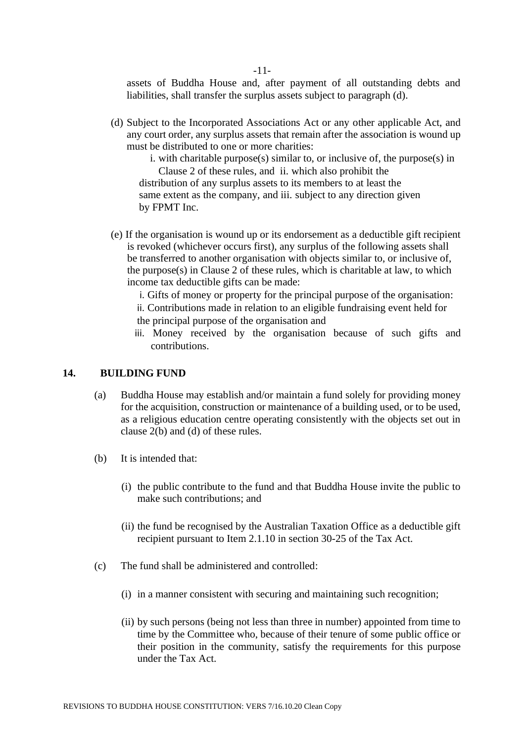assets of Buddha House and, after payment of all outstanding debts and liabilities, shall transfer the surplus assets subject to paragraph (d).

(d) Subject to the Incorporated Associations Act or any other applicable Act, and any court order, any surplus assets that remain after the association is wound up must be distributed to one or more charities:

i. with charitable purpose(s) similar to, or inclusive of, the purpose(s) in Clause 2 of these rules, and ii. which also prohibit the distribution of any surplus assets to its members to at least the same extent as the company, and iii. subject to any direction given by FPMT Inc.

(e) If the organisation is wound up or its endorsement as a deductible gift recipient is revoked (whichever occurs first), any surplus of the following assets shall be transferred to another organisation with objects similar to, or inclusive of, the purpose(s) in Clause 2 of these rules, which is charitable at law, to which income tax deductible gifts can be made:

i. Gifts of money or property for the principal purpose of the organisation:
ii. Contributions made in relation to an eligible fundraising event held for the principal purpose of the organisation and
iii. Money received by the organisation because of such gifts and contributions.

## 14. BUILDING FUND

(a) Buddha House may establish and/or maintain a fund solely for providing money for the acquisition, construction or maintenance of a building used, or to be used, as a religious education centre operating consistently with the objects set out in clause 2(b) and (d) of these rules.

(b) It is intended that:

(i) the public contribute to the fund and that Buddha House invite the public to make such contributions; and

(ii) the fund be recognised by the Australian Taxation Office as a deductible gift recipient pursuant to Item 2.1.10 in section 30-25 of the Tax Act.

(c) The fund shall be administered and controlled:

(i) in a manner consistent with securing and maintaining such recognition;

(ii) by such persons (being not less than three in number) appointed from time to time by the Committee who, because of their tenure of some public office or their position in the community, satisfy the requirements for this purpose under the Tax Act.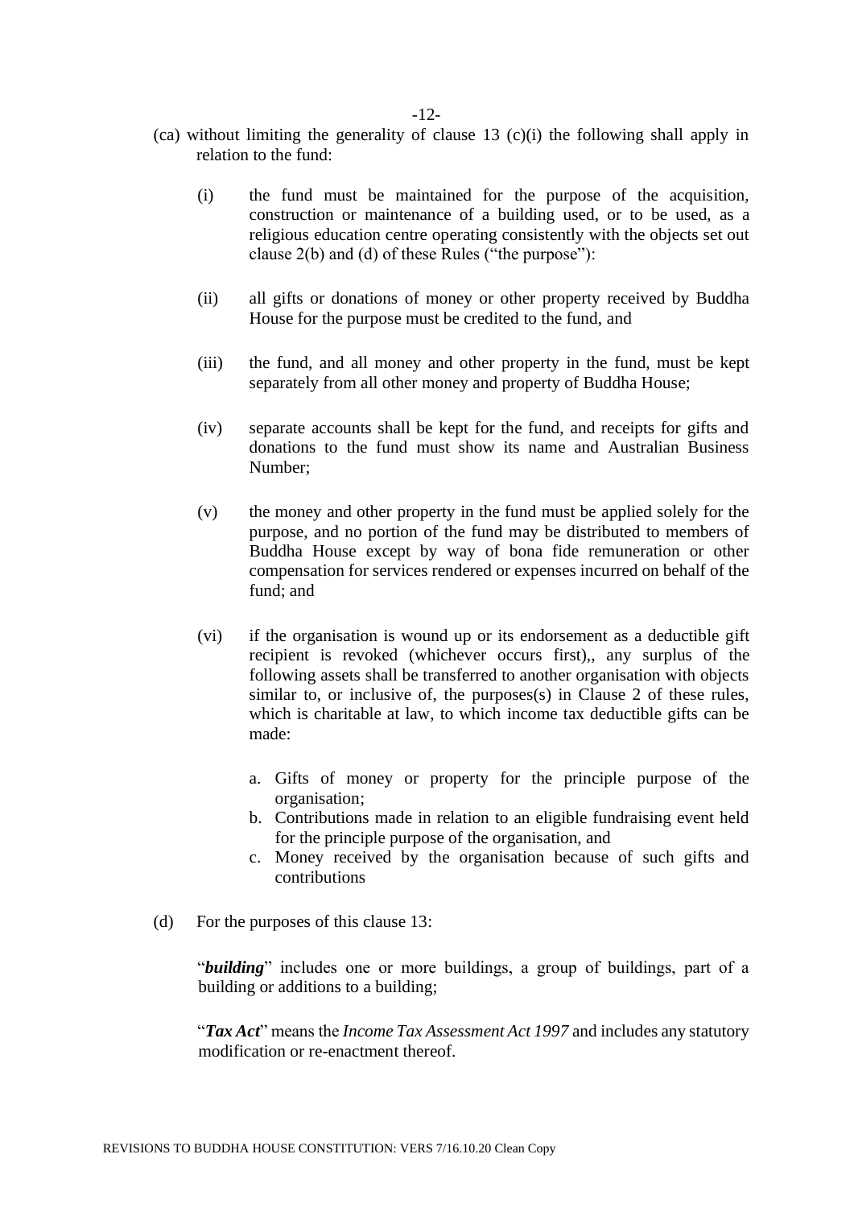(ca) without limiting the generality of clause 13 (c)(i) the following shall apply in relation to the fund:

(i) the fund must be maintained for the purpose of the acquisition, construction or maintenance of a building used, or to be used, as a religious education centre operating consistently with the objects set out clause 2(b) and (d) of these Rules ("the purpose"):

(ii) all gifts or donations of money or other property received by Buddha House for the purpose must be credited to the fund, and

(iii) the fund, and all money and other property in the fund, must be kept separately from all other money and property of Buddha House;

(iv) separate accounts shall be kept for the fund, and receipts for gifts and donations to the fund must show its name and Australian Business Number;

(v) the money and other property in the fund must be applied solely for the purpose, and no portion of the fund may be distributed to members of Buddha House except by way of bona fide remuneration or other compensation for services rendered or expenses incurred on behalf of the fund; and

(vi) if the organisation is wound up or its endorsement as a deductible gift recipient is revoked (whichever occurs first),, any surplus of the following assets shall be transferred to another organisation with objects similar to, or inclusive of, the purposes(s) in Clause 2 of these rules, which is charitable at law, to which income tax deductible gifts can be made:

a. Gifts of money or property for the principle purpose of the organisation;
b. Contributions made in relation to an eligible fundraising event held for the principle purpose of the organisation, and
c. Money received by the organisation because of such gifts and contributions

(d) For the purposes of this clause 13:

"***building***" includes one or more buildings, a group of buildings, part of a building or additions to a building;

"***Tax Act***" means the *Income Tax Assessment Act 1997* and includes any statutory modification or re-enactment thereof.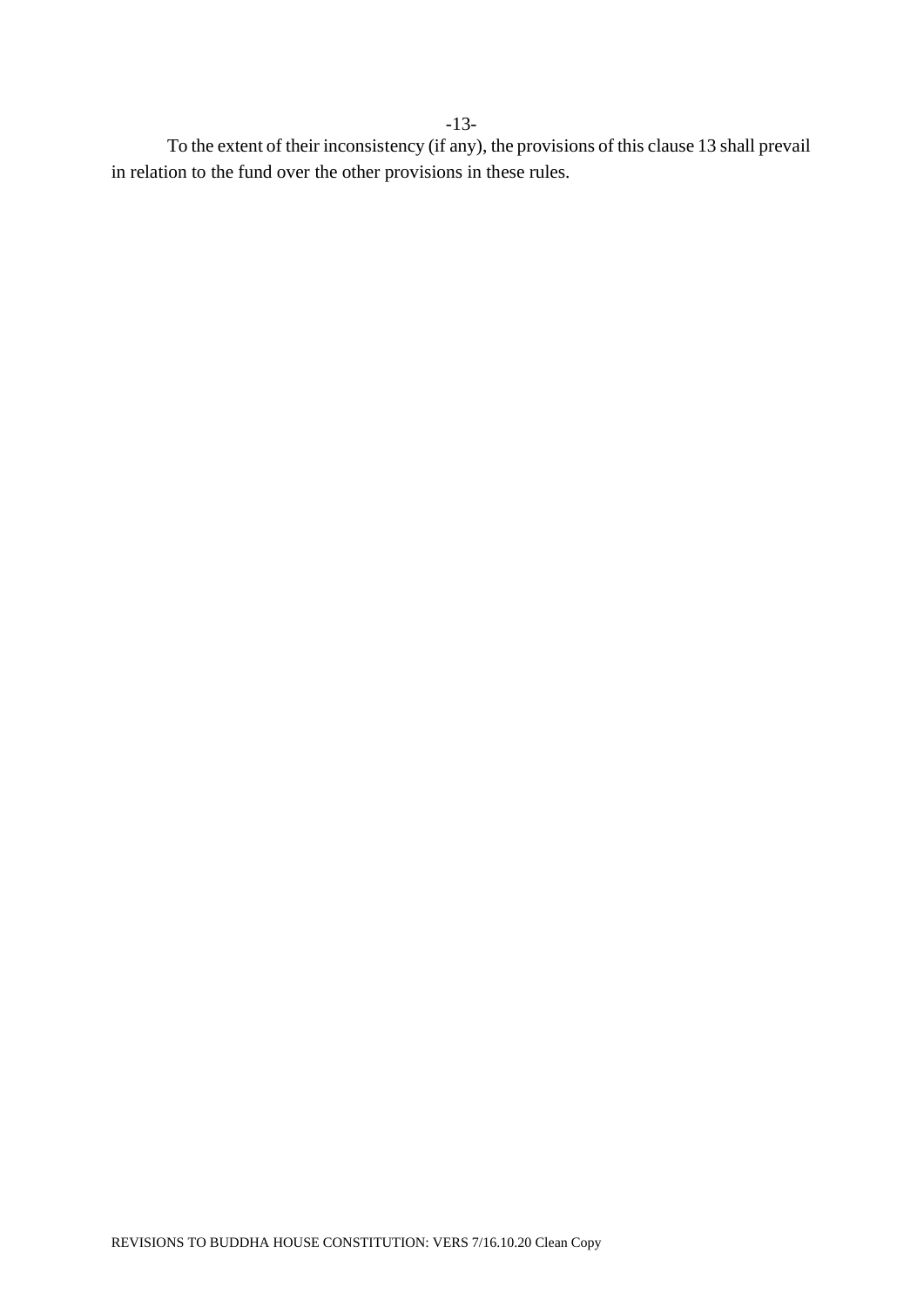To the extent of their inconsistency (if any), the provisions of this clause 13 shall prevail in relation to the fund over the other provisions in these rules.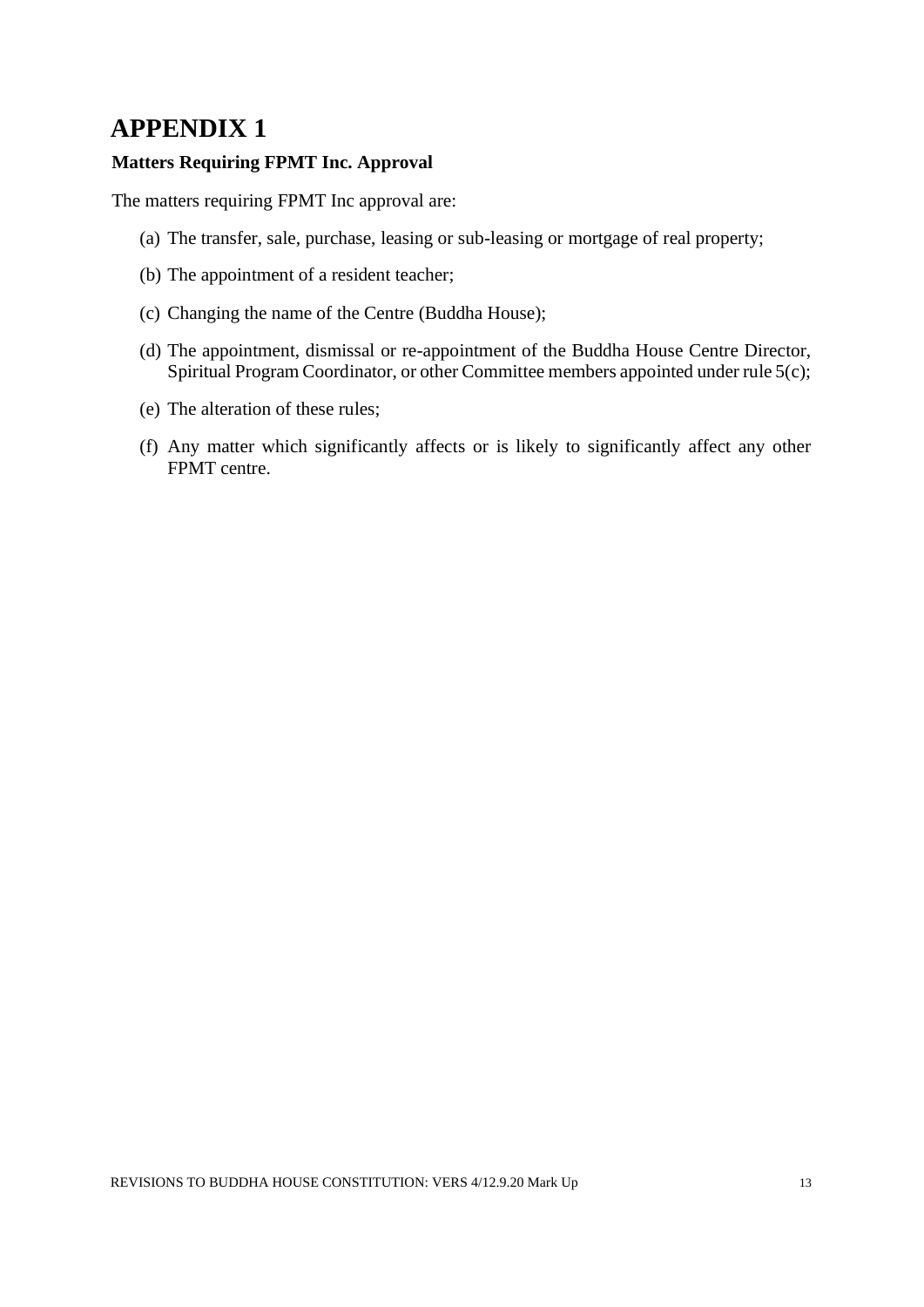# APPENDIX 1

**Matters Requiring FPMT Inc. Approval**

The matters requiring FPMT Inc approval are:

(a) The transfer, sale, purchase, leasing or sub-leasing or mortgage of real property;

(b) The appointment of a resident teacher;

(c) Changing the name of the Centre (Buddha House);

(d) The appointment, dismissal or re-appointment of the Buddha House Centre Director, Spiritual Program Coordinator, or other Committee members appointed under rule 5(c);

(e) The alteration of these rules;

(f) Any matter which significantly affects or is likely to significantly affect any other FPMT centre.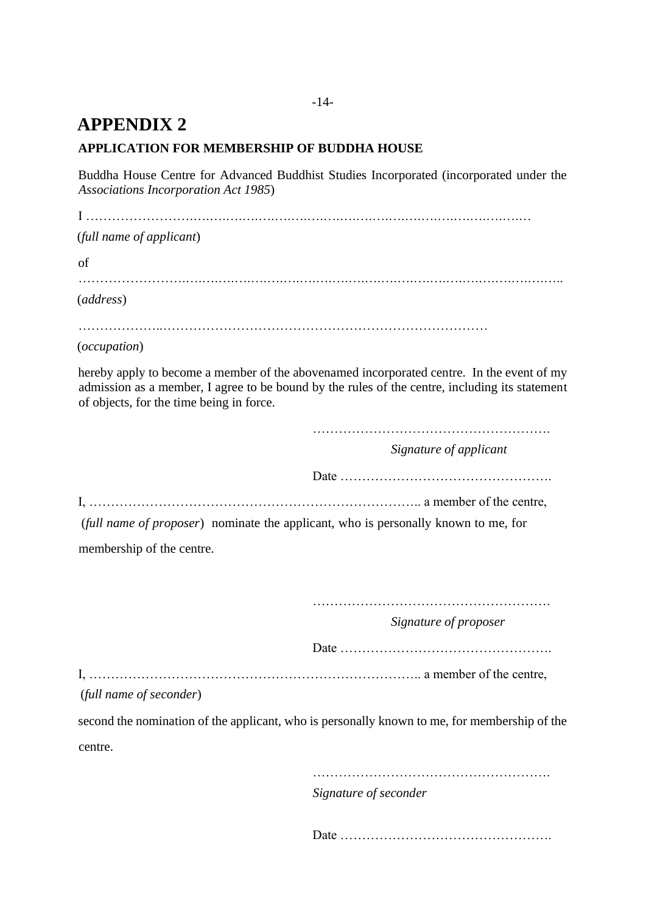# APPENDIX 2

**APPLICATION FOR MEMBERSHIP OF BUDDHA HOUSE**

Buddha House Centre for Advanced Buddhist Studies Incorporated (incorporated under the *Associations Incorporation Act 1985*)

I ……………………………………………………………………………………………

(*full name of applicant*)

of

……………………………………………………………………………………………………

(*address*)

……………………………………………………………………………………

(*occupation*)

hereby apply to become a member of the abovenamed incorporated centre. In the event of my admission as a member, I agree to be bound by the rules of the centre, including its statement of objects, for the time being in force.

……………………………………………….

*Signature of applicant*

Date ………………………………………….

I, ………………………………………………………………….. a member of the centre,

(*full name of proposer*) nominate the applicant, who is personally known to me, for membership of the centre.

……………………………………………….

*Signature of proposer*

Date ………………………………………….

I, ………………………………………………………………….. a member of the centre,

(*full name of seconder*)

second the nomination of the applicant, who is personally known to me, for membership of the centre.

……………………………………………….

*Signature of seconder*

Date ………………………………………….